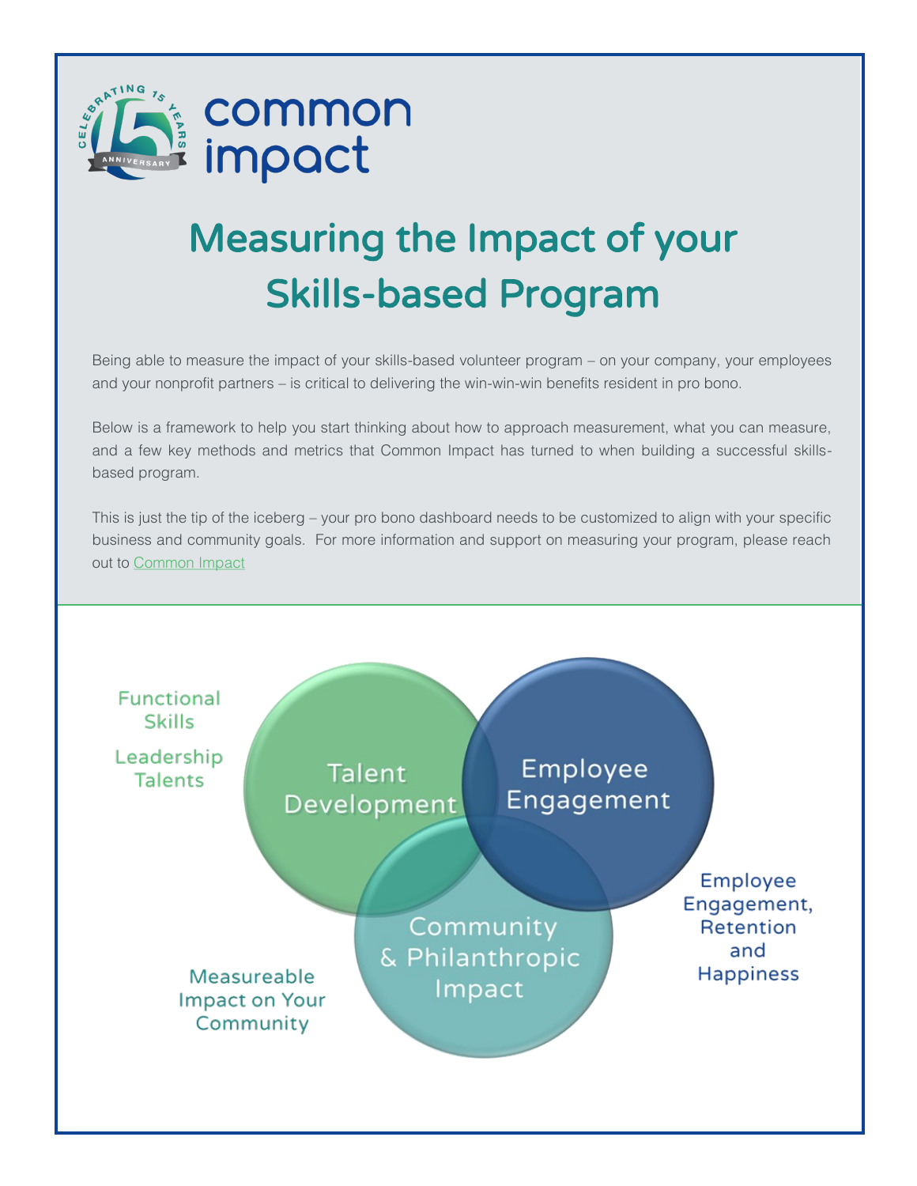common impact

# Measuring the Impact of your Skills-based Program

Being able to measure the impact of your skills-based volunteer program – on your company, your employees and your nonprofit partners – is critical to delivering the win-win-win benefits resident in pro bono.

Below is a framework to help you start thinking about how to approach measurement, what you can measure, and a few key methods and metrics that Common Impact has turned to when building a successful skills-based program.

This is just the tip of the iceberg – your pro bono dashboard needs to be customized to align with your specific business and community goals. For more information and support on measuring your program, please reach out to [Common Impact]

Functional Skills

Leadership Talents

Talent Development

Employee Engagement

Employee Engagement, Retention and Happiness

Community & Philanthropic Impact

Measureable Impact on Your Community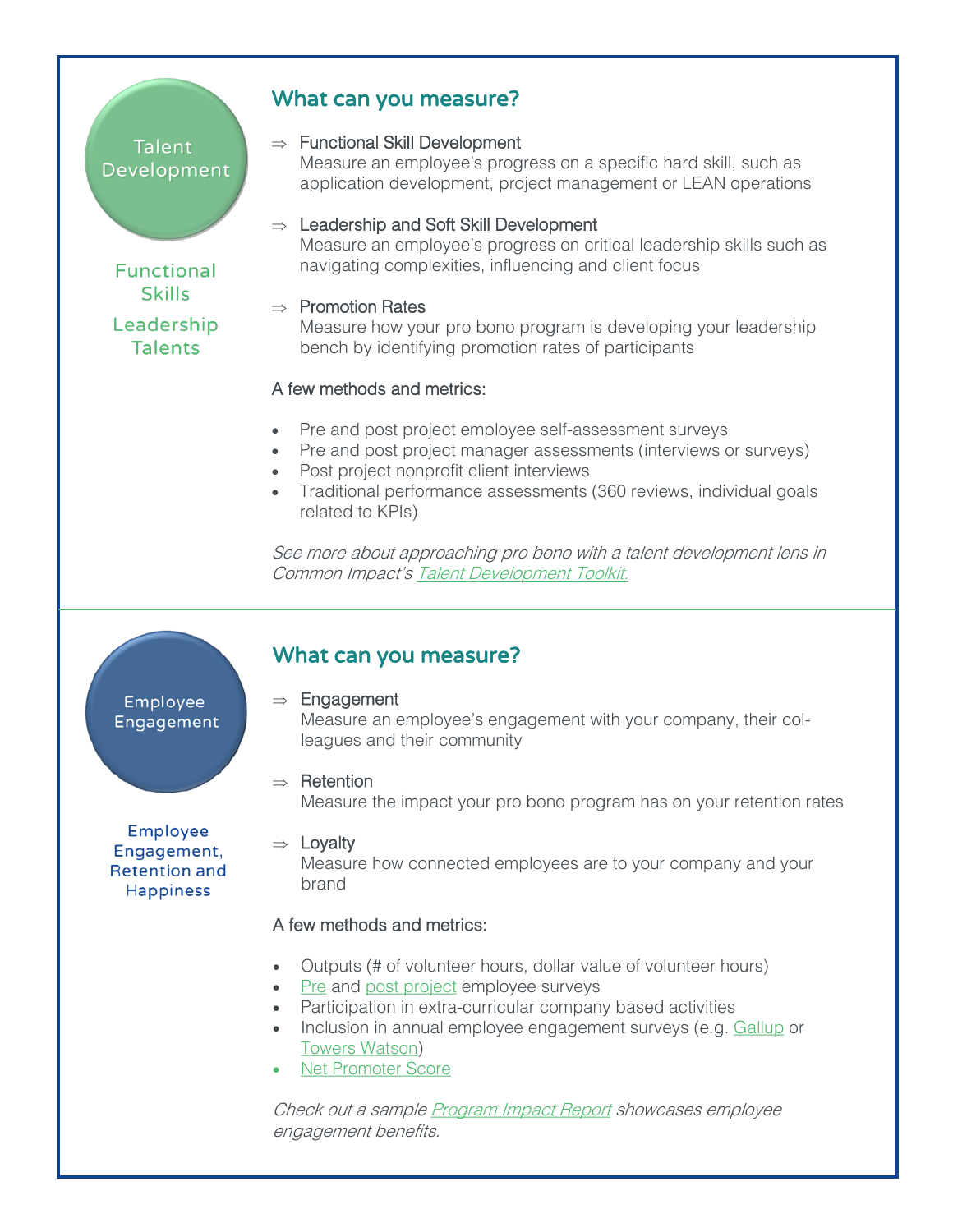Talent Development

Functional Skills

Leadership Talents

## What can you measure?

⇒ Functional Skill Development
Measure an employee's progress on a specific hard skill, such as application development, project management or LEAN operations

⇒ Leadership and Soft Skill Development
Measure an employee's progress on critical leadership skills such as navigating complexities, influencing and client focus

⇒ Promotion Rates
Measure how your pro bono program is developing your leadership bench by identifying promotion rates of participants

A few methods and metrics:

- Pre and post project employee self-assessment surveys
- Pre and post project manager assessments (interviews or surveys)
- Post project nonprofit client interviews
- Traditional performance assessments (360 reviews, individual goals related to KPIs)

*See more about approaching pro bono with a talent development lens in Common Impact's Talent Development Toolkit.*

---

Employee Engagement

Employee Engagement, Retention and Happiness

## What can you measure?

⇒ Engagement
Measure an employee's engagement with your company, their colleagues and their community

⇒ Retention
Measure the impact your pro bono program has on your retention rates

⇒ Loyalty
Measure how connected employees are to your company and your brand

A few methods and metrics:

- Outputs (# of volunteer hours, dollar value of volunteer hours)
- Pre and post project employee surveys
- Participation in extra-curricular company based activities
- Inclusion in annual employee engagement surveys (e.g. Gallup or Towers Watson)
- Net Promoter Score

*Check out a sample Program Impact Report showcases employee engagement benefits.*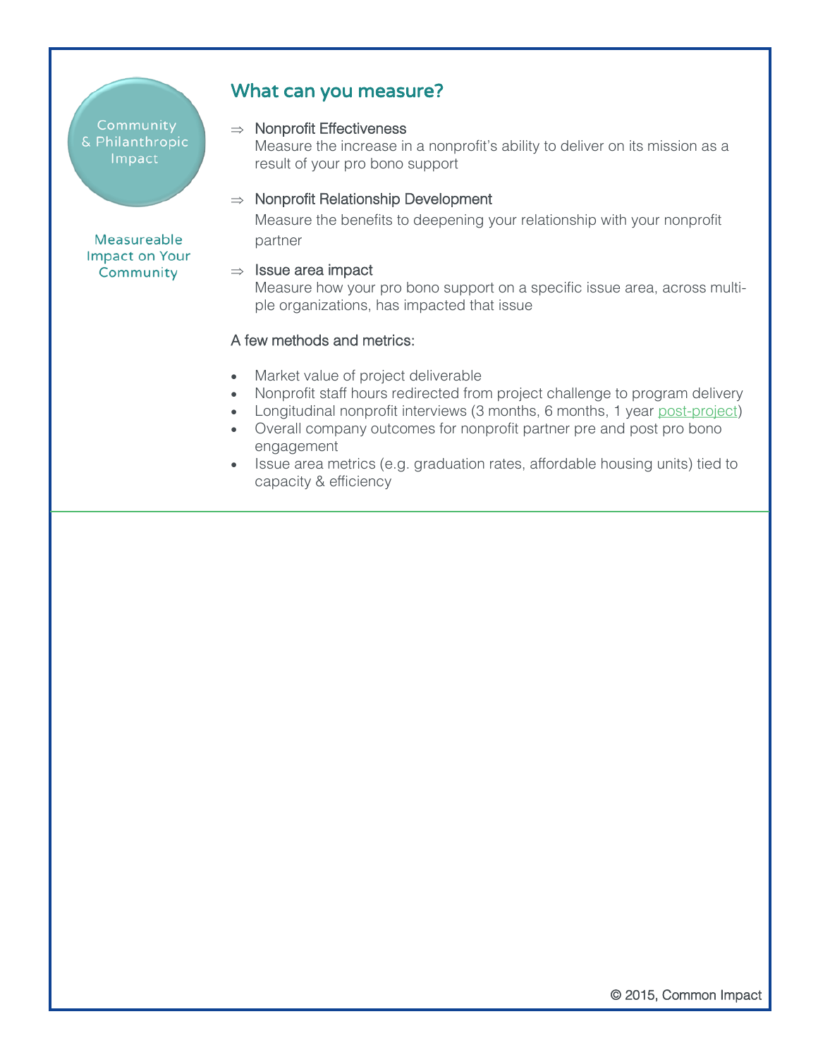Community & Philanthropic Impact

Measureable Impact on Your Community

## What can you measure?

⇒ Nonprofit Effectiveness
Measure the increase in a nonprofit's ability to deliver on its mission as a result of your pro bono support

⇒ Nonprofit Relationship Development
Measure the benefits to deepening your relationship with your nonprofit partner

⇒ Issue area impact
Measure how your pro bono support on a specific issue area, across multiple organizations, has impacted that issue

A few methods and metrics:

- Market value of project deliverable
- Nonprofit staff hours redirected from project challenge to program delivery
- Longitudinal nonprofit interviews (3 months, 6 months, 1 year post-project)
- Overall company outcomes for nonprofit partner pre and post pro bono engagement
- Issue area metrics (e.g. graduation rates, affordable housing units) tied to capacity & efficiency

© 2015, Common Impact